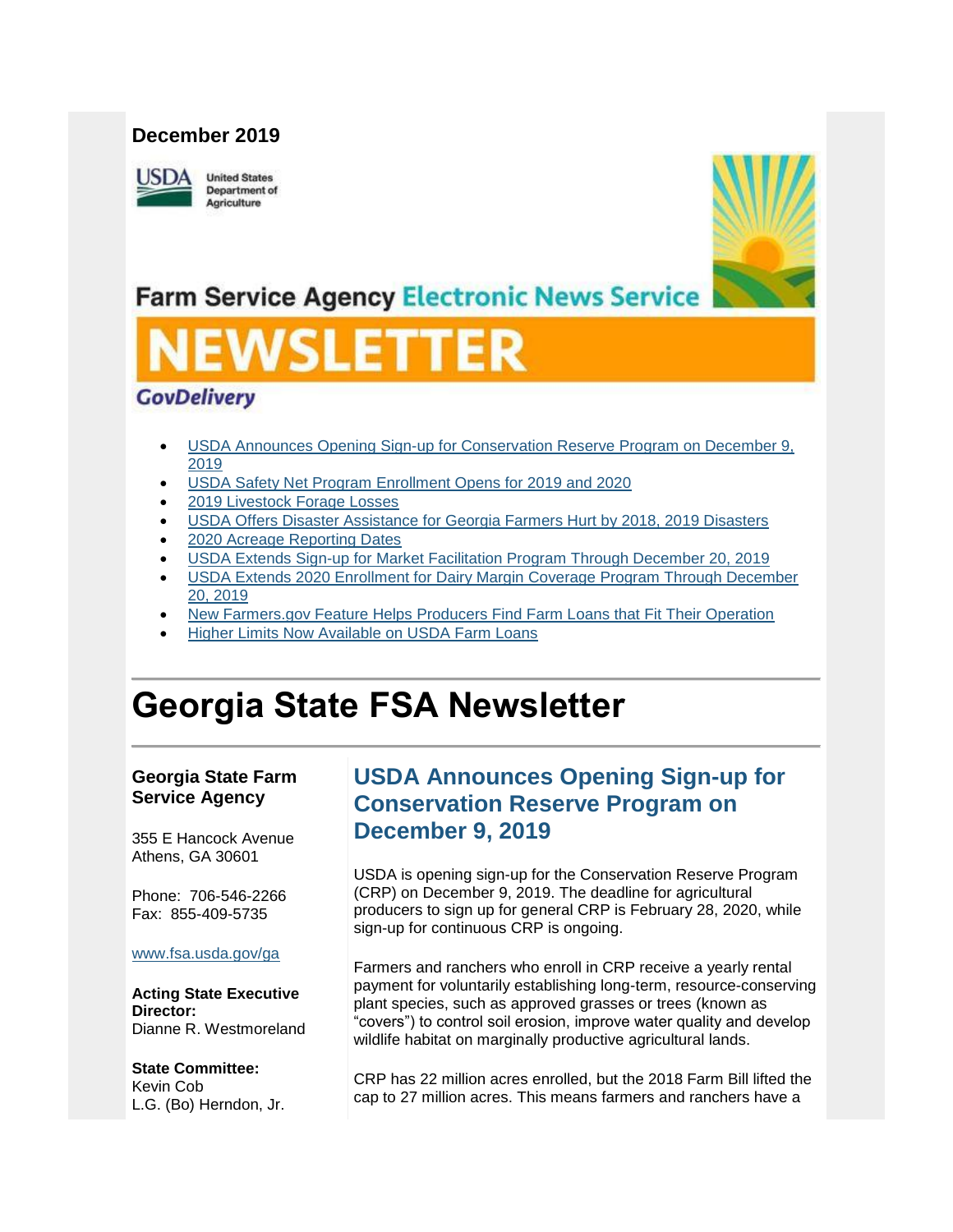**December 2019**

United States Department of Agriculture

Farm Service Agency Electronic News Service

# NEWSLETTER

GovDelivery

- USDA Announces Opening Sign-up for Conservation Reserve Program on December 9, 2019
- USDA Safety Net Program Enrollment Opens for 2019 and 2020
- 2019 Livestock Forage Losses
- USDA Offers Disaster Assistance for Georgia Farmers Hurt by 2018, 2019 Disasters
- 2020 Acreage Reporting Dates
- USDA Extends Sign-up for Market Facilitation Program Through December 20, 2019
- USDA Extends 2020 Enrollment for Dairy Margin Coverage Program Through December 20, 2019
- New Farmers.gov Feature Helps Producers Find Farm Loans that Fit Their Operation
- Higher Limits Now Available on USDA Farm Loans

# Georgia State FSA Newsletter

**Georgia State Farm Service Agency**

355 E Hancock Avenue
Athens, GA 30601

Phone: 706-546-2266
Fax: 855-409-5735

www.fsa.usda.gov/ga

**Acting State Executive Director:**
Dianne R. Westmoreland

**State Committee:**
Kevin Cob
L.G. (Bo) Herndon, Jr.

## USDA Announces Opening Sign-up for Conservation Reserve Program on December 9, 2019

USDA is opening sign-up for the Conservation Reserve Program (CRP) on December 9, 2019. The deadline for agricultural producers to sign up for general CRP is February 28, 2020, while sign-up for continuous CRP is ongoing.

Farmers and ranchers who enroll in CRP receive a yearly rental payment for voluntarily establishing long-term, resource-conserving plant species, such as approved grasses or trees (known as "covers") to control soil erosion, improve water quality and develop wildlife habitat on marginally productive agricultural lands.

CRP has 22 million acres enrolled, but the 2018 Farm Bill lifted the cap to 27 million acres. This means farmers and ranchers have a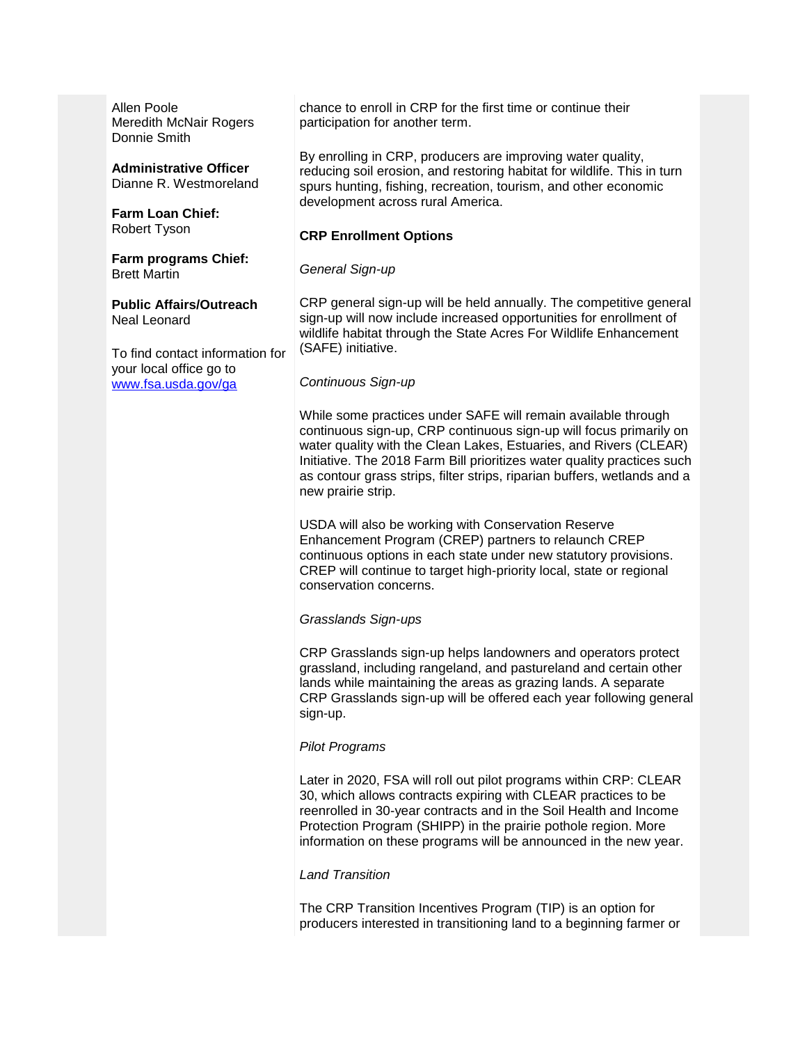Allen Poole
Meredith McNair Rogers
Donnie Smith

**Administrative Officer**
Dianne R. Westmoreland

**Farm Loan Chief:**
Robert Tyson

**Farm programs Chief:**
Brett Martin

**Public Affairs/Outreach**
Neal Leonard

To find contact information for your local office go to [www.fsa.usda.gov/ga](http://www.fsa.usda.gov/ga)

chance to enroll in CRP for the first time or continue their participation for another term.

By enrolling in CRP, producers are improving water quality, reducing soil erosion, and restoring habitat for wildlife. This in turn spurs hunting, fishing, recreation, tourism, and other economic development across rural America.

**CRP Enrollment Options**

*General Sign-up*

CRP general sign-up will be held annually. The competitive general sign-up will now include increased opportunities for enrollment of wildlife habitat through the State Acres For Wildlife Enhancement (SAFE) initiative.

*Continuous Sign-up*

While some practices under SAFE will remain available through continuous sign-up, CRP continuous sign-up will focus primarily on water quality with the Clean Lakes, Estuaries, and Rivers (CLEAR) Initiative. The 2018 Farm Bill prioritizes water quality practices such as contour grass strips, filter strips, riparian buffers, wetlands and a new prairie strip.

USDA will also be working with Conservation Reserve Enhancement Program (CREP) partners to relaunch CREP continuous options in each state under new statutory provisions. CREP will continue to target high-priority local, state or regional conservation concerns.

*Grasslands Sign-ups*

CRP Grasslands sign-up helps landowners and operators protect grassland, including rangeland, and pastureland and certain other lands while maintaining the areas as grazing lands. A separate CRP Grasslands sign-up will be offered each year following general sign-up.

*Pilot Programs*

Later in 2020, FSA will roll out pilot programs within CRP: CLEAR 30, which allows contracts expiring with CLEAR practices to be reenrolled in 30-year contracts and in the Soil Health and Income Protection Program (SHIPP) in the prairie pothole region. More information on these programs will be announced in the new year.

*Land Transition*

The CRP Transition Incentives Program (TIP) is an option for producers interested in transitioning land to a beginning farmer or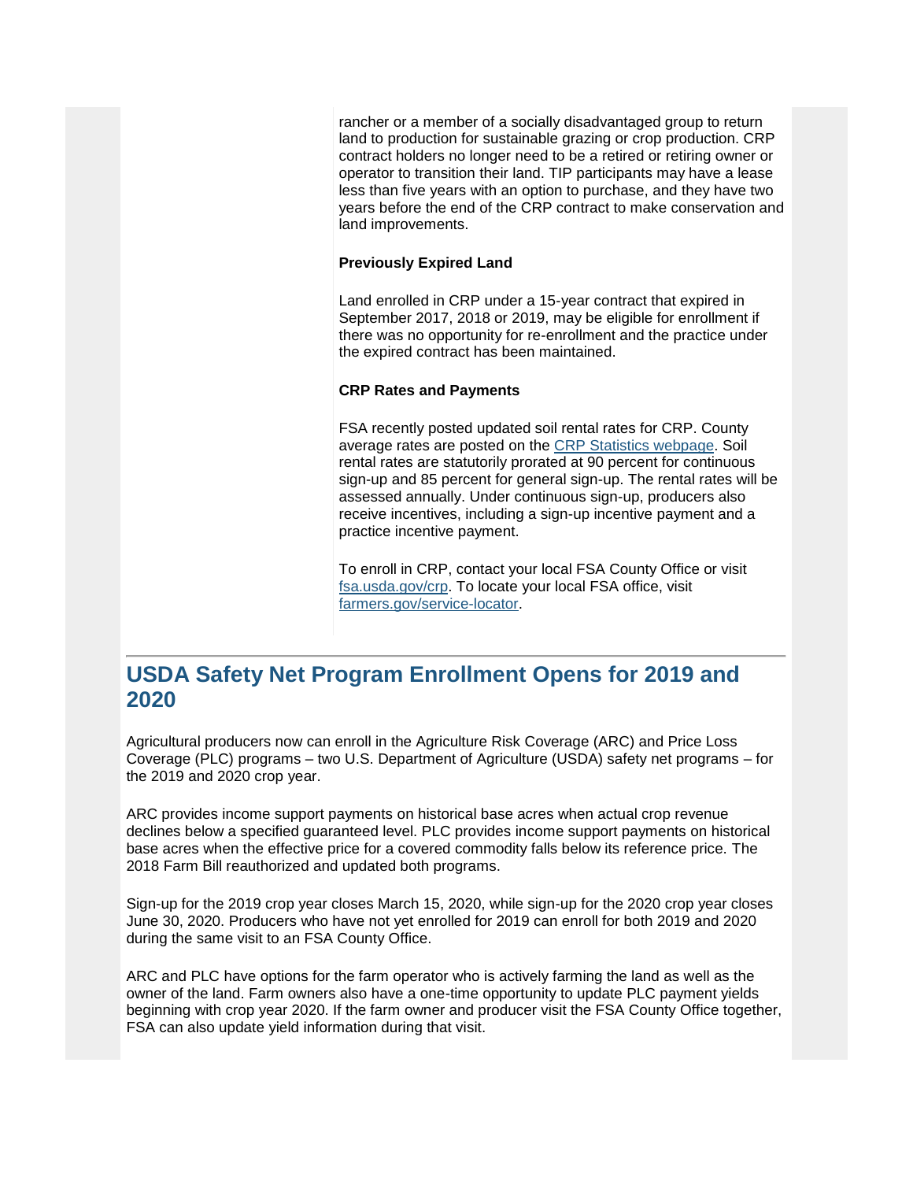rancher or a member of a socially disadvantaged group to return land to production for sustainable grazing or crop production. CRP contract holders no longer need to be a retired or retiring owner or operator to transition their land. TIP participants may have a lease less than five years with an option to purchase, and they have two years before the end of the CRP contract to make conservation and land improvements.

**Previously Expired Land**

Land enrolled in CRP under a 15-year contract that expired in September 2017, 2018 or 2019, may be eligible for enrollment if there was no opportunity for re-enrollment and the practice under the expired contract has been maintained.

**CRP Rates and Payments**

FSA recently posted updated soil rental rates for CRP. County average rates are posted on the [CRP Statistics webpage](). Soil rental rates are statutorily prorated at 90 percent for continuous sign-up and 85 percent for general sign-up. The rental rates will be assessed annually. Under continuous sign-up, producers also receive incentives, including a sign-up incentive payment and a practice incentive payment.

To enroll in CRP, contact your local FSA County Office or visit [fsa.usda.gov/crp](). To locate your local FSA office, visit [farmers.gov/service-locator]().

## USDA Safety Net Program Enrollment Opens for 2019 and 2020

Agricultural producers now can enroll in the Agriculture Risk Coverage (ARC) and Price Loss Coverage (PLC) programs – two U.S. Department of Agriculture (USDA) safety net programs – for the 2019 and 2020 crop year.

ARC provides income support payments on historical base acres when actual crop revenue declines below a specified guaranteed level. PLC provides income support payments on historical base acres when the effective price for a covered commodity falls below its reference price. The 2018 Farm Bill reauthorized and updated both programs.

Sign-up for the 2019 crop year closes March 15, 2020, while sign-up for the 2020 crop year closes June 30, 2020. Producers who have not yet enrolled for 2019 can enroll for both 2019 and 2020 during the same visit to an FSA County Office.

ARC and PLC have options for the farm operator who is actively farming the land as well as the owner of the land. Farm owners also have a one-time opportunity to update PLC payment yields beginning with crop year 2020. If the farm owner and producer visit the FSA County Office together, FSA can also update yield information during that visit.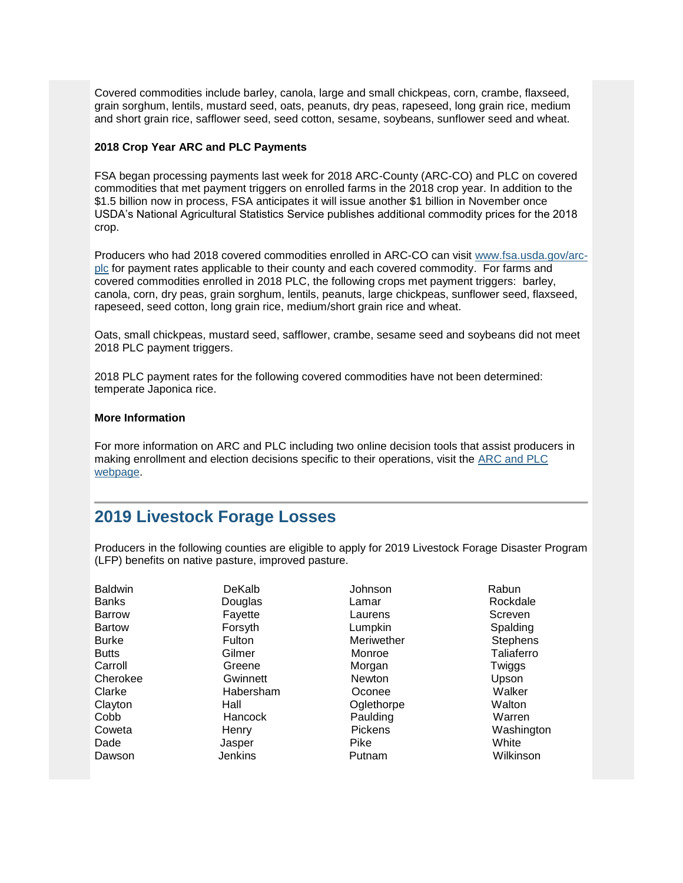Covered commodities include barley, canola, large and small chickpeas, corn, crambe, flaxseed, grain sorghum, lentils, mustard seed, oats, peanuts, dry peas, rapeseed, long grain rice, medium and short grain rice, safflower seed, seed cotton, sesame, soybeans, sunflower seed and wheat.

**2018 Crop Year ARC and PLC Payments**

FSA began processing payments last week for 2018 ARC-County (ARC-CO) and PLC on covered commodities that met payment triggers on enrolled farms in the 2018 crop year. In addition to the $1.5 billion now in process, FSA anticipates it will issue another $1 billion in November once USDA's National Agricultural Statistics Service publishes additional commodity prices for the 2018 crop.

Producers who had 2018 covered commodities enrolled in ARC-CO can visit [www.fsa.usda.gov/arc-plc](www.fsa.usda.gov/arc-plc) for payment rates applicable to their county and each covered commodity. For farms and covered commodities enrolled in 2018 PLC, the following crops met payment triggers: barley, canola, corn, dry peas, grain sorghum, lentils, peanuts, large chickpeas, sunflower seed, flaxseed, rapeseed, seed cotton, long grain rice, medium/short grain rice and wheat.

Oats, small chickpeas, mustard seed, safflower, crambe, sesame seed and soybeans did not meet 2018 PLC payment triggers.

2018 PLC payment rates for the following covered commodities have not been determined: temperate Japonica rice.

**More Information**

For more information on ARC and PLC including two online decision tools that assist producers in making enrollment and election decisions specific to their operations, visit the ARC and PLC webpage.

---

## 2019 Livestock Forage Losses

Producers in the following counties are eligible to apply for 2019 Livestock Forage Disaster Program (LFP) benefits on native pasture, improved pasture.

| | | | |
|---|---|---|---|
| Baldwin | DeKalb | Johnson | Rabun |
| Banks | Douglas | Lamar | Rockdale |
| Barrow | Fayette | Laurens | Screven |
| Bartow | Forsyth | Lumpkin | Spalding |
| Burke | Fulton | Meriwether | Stephens |
| Butts | Gilmer | Monroe | Taliaferro |
| Carroll | Greene | Morgan | Twiggs |
| Cherokee | Gwinnett | Newton | Upson |
| Clarke | Habersham | Oconee | Walker |
| Clayton | Hall | Oglethorpe | Walton |
| Cobb | Hancock | Paulding | Warren |
| Coweta | Henry | Pickens | Washington |
| Dade | Jasper | Pike | White |
| Dawson | Jenkins | Putnam | Wilkinson |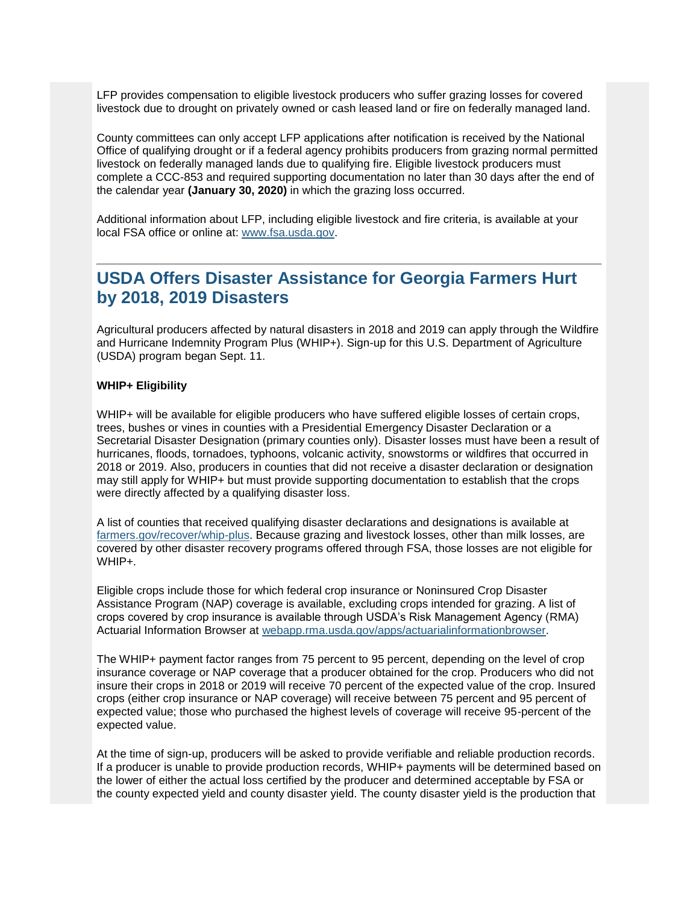LFP provides compensation to eligible livestock producers who suffer grazing losses for covered livestock due to drought on privately owned or cash leased land or fire on federally managed land.

County committees can only accept LFP applications after notification is received by the National Office of qualifying drought or if a federal agency prohibits producers from grazing normal permitted livestock on federally managed lands due to qualifying fire. Eligible livestock producers must complete a CCC-853 and required supporting documentation no later than 30 days after the end of the calendar year **(January 30, 2020)** in which the grazing loss occurred.

Additional information about LFP, including eligible livestock and fire criteria, is available at your local FSA office or online at: [www.fsa.usda.gov](www.fsa.usda.gov).

## USDA Offers Disaster Assistance for Georgia Farmers Hurt by 2018, 2019 Disasters

Agricultural producers affected by natural disasters in 2018 and 2019 can apply through the Wildfire and Hurricane Indemnity Program Plus (WHIP+). Sign-up for this U.S. Department of Agriculture (USDA) program began Sept. 11.

**WHIP+ Eligibility**

WHIP+ will be available for eligible producers who have suffered eligible losses of certain crops, trees, bushes or vines in counties with a Presidential Emergency Disaster Declaration or a Secretarial Disaster Designation (primary counties only). Disaster losses must have been a result of hurricanes, floods, tornadoes, typhoons, volcanic activity, snowstorms or wildfires that occurred in 2018 or 2019. Also, producers in counties that did not receive a disaster declaration or designation may still apply for WHIP+ but must provide supporting documentation to establish that the crops were directly affected by a qualifying disaster loss.

A list of counties that received qualifying disaster declarations and designations is available at [farmers.gov/recover/whip-plus](farmers.gov/recover/whip-plus). Because grazing and livestock losses, other than milk losses, are covered by other disaster recovery programs offered through FSA, those losses are not eligible for WHIP+.

Eligible crops include those for which federal crop insurance or Noninsured Crop Disaster Assistance Program (NAP) coverage is available, excluding crops intended for grazing. A list of crops covered by crop insurance is available through USDA's Risk Management Agency (RMA) Actuarial Information Browser at [webapp.rma.usda.gov/apps/actuarialinformationbrowser](webapp.rma.usda.gov/apps/actuarialinformationbrowser).

The WHIP+ payment factor ranges from 75 percent to 95 percent, depending on the level of crop insurance coverage or NAP coverage that a producer obtained for the crop. Producers who did not insure their crops in 2018 or 2019 will receive 70 percent of the expected value of the crop. Insured crops (either crop insurance or NAP coverage) will receive between 75 percent and 95 percent of expected value; those who purchased the highest levels of coverage will receive 95-percent of the expected value.

At the time of sign-up, producers will be asked to provide verifiable and reliable production records. If a producer is unable to provide production records, WHIP+ payments will be determined based on the lower of either the actual loss certified by the producer and determined acceptable by FSA or the county expected yield and county disaster yield. The county disaster yield is the production that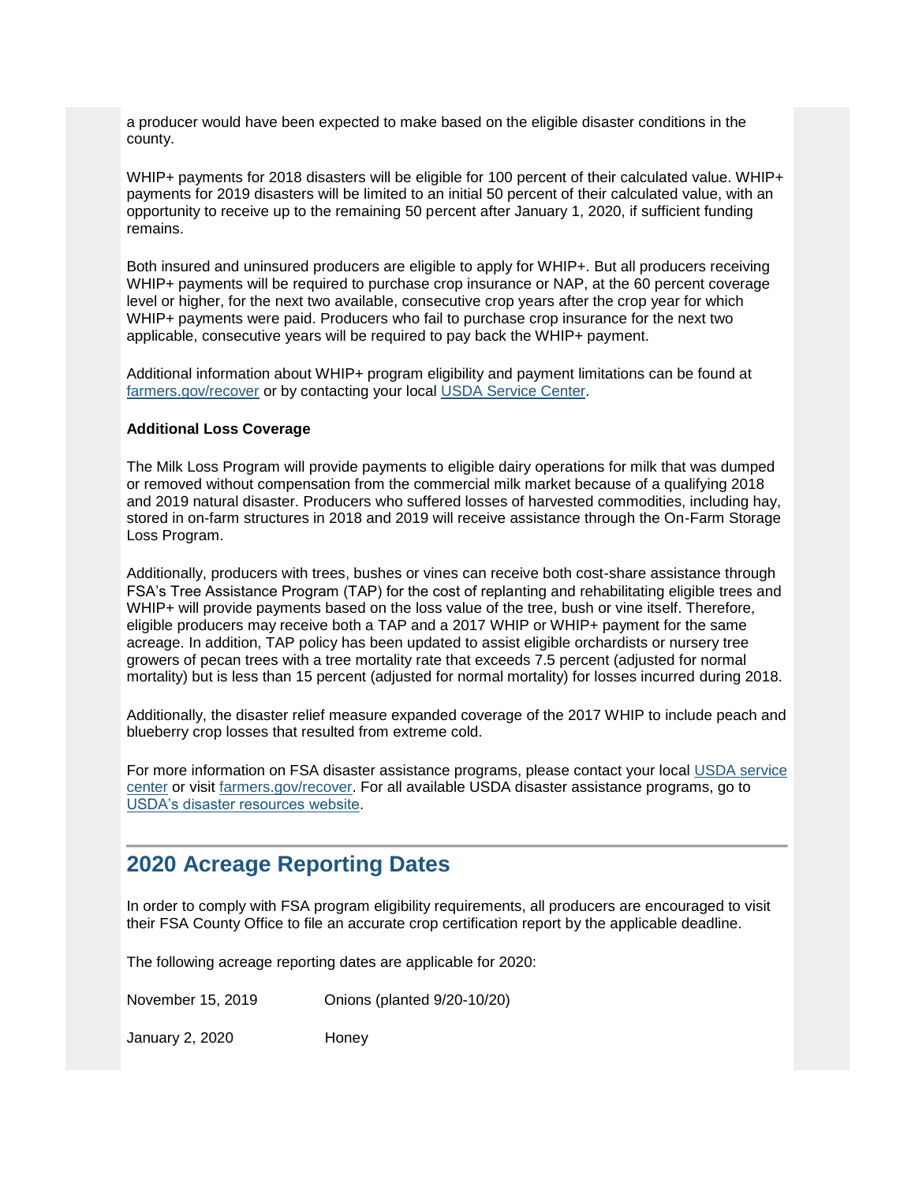a producer would have been expected to make based on the eligible disaster conditions in the county.

WHIP+ payments for 2018 disasters will be eligible for 100 percent of their calculated value. WHIP+ payments for 2019 disasters will be limited to an initial 50 percent of their calculated value, with an opportunity to receive up to the remaining 50 percent after January 1, 2020, if sufficient funding remains.

Both insured and uninsured producers are eligible to apply for WHIP+. But all producers receiving WHIP+ payments will be required to purchase crop insurance or NAP, at the 60 percent coverage level or higher, for the next two available, consecutive crop years after the crop year for which WHIP+ payments were paid. Producers who fail to purchase crop insurance for the next two applicable, consecutive years will be required to pay back the WHIP+ payment.

Additional information about WHIP+ program eligibility and payment limitations can be found at farmers.gov/recover or by contacting your local USDA Service Center.

**Additional Loss Coverage**

The Milk Loss Program will provide payments to eligible dairy operations for milk that was dumped or removed without compensation from the commercial milk market because of a qualifying 2018 and 2019 natural disaster. Producers who suffered losses of harvested commodities, including hay, stored in on-farm structures in 2018 and 2019 will receive assistance through the On-Farm Storage Loss Program.

Additionally, producers with trees, bushes or vines can receive both cost-share assistance through FSA's Tree Assistance Program (TAP) for the cost of replanting and rehabilitating eligible trees and WHIP+ will provide payments based on the loss value of the tree, bush or vine itself. Therefore, eligible producers may receive both a TAP and a 2017 WHIP or WHIP+ payment for the same acreage. In addition, TAP policy has been updated to assist eligible orchardists or nursery tree growers of pecan trees with a tree mortality rate that exceeds 7.5 percent (adjusted for normal mortality) but is less than 15 percent (adjusted for normal mortality) for losses incurred during 2018.

Additionally, the disaster relief measure expanded coverage of the 2017 WHIP to include peach and blueberry crop losses that resulted from extreme cold.

For more information on FSA disaster assistance programs, please contact your local USDA service center or visit farmers.gov/recover. For all available USDA disaster assistance programs, go to USDA's disaster resources website.

## 2020 Acreage Reporting Dates

In order to comply with FSA program eligibility requirements, all producers are encouraged to visit their FSA County Office to file an accurate crop certification report by the applicable deadline.

The following acreage reporting dates are applicable for 2020:

| | |
|---|---|
| November 15, 2019 | Onions (planted 9/20-10/20) |
| January 2, 2020 | Honey |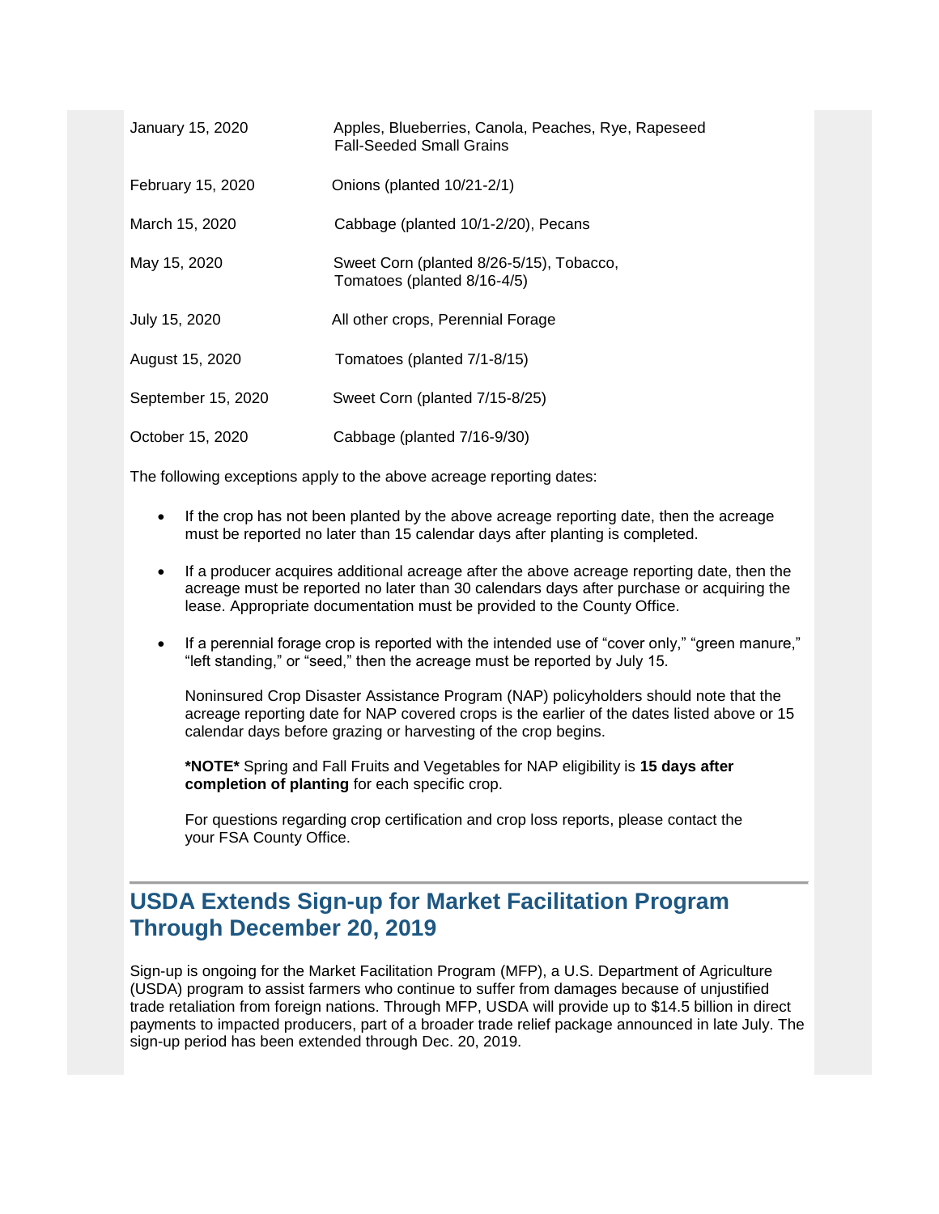| | |
|---|---|
| January 15, 2020 | Apples, Blueberries, Canola, Peaches, Rye, Rapeseed Fall-Seeded Small Grains |
| February 15, 2020 | Onions (planted 10/21-2/1) |
| March 15, 2020 | Cabbage (planted 10/1-2/20), Pecans |
| May 15, 2020 | Sweet Corn (planted 8/26-5/15), Tobacco, Tomatoes (planted 8/16-4/5) |
| July 15, 2020 | All other crops, Perennial Forage |
| August 15, 2020 | Tomatoes (planted 7/1-8/15) |
| September 15, 2020 | Sweet Corn (planted 7/15-8/25) |
| October 15, 2020 | Cabbage (planted 7/16-9/30) |

The following exceptions apply to the above acreage reporting dates:

- If the crop has not been planted by the above acreage reporting date, then the acreage must be reported no later than 15 calendar days after planting is completed.
- If a producer acquires additional acreage after the above acreage reporting date, then the acreage must be reported no later than 30 calendars days after purchase or acquiring the lease. Appropriate documentation must be provided to the County Office.
- If a perennial forage crop is reported with the intended use of "cover only," "green manure," "left standing," or "seed," then the acreage must be reported by July 15.

  Noninsured Crop Disaster Assistance Program (NAP) policyholders should note that the acreage reporting date for NAP covered crops is the earlier of the dates listed above or 15 calendar days before grazing or harvesting of the crop begins.

  **\*NOTE\*** Spring and Fall Fruits and Vegetables for NAP eligibility is **15 days after completion of planting** for each specific crop.

  For questions regarding crop certification and crop loss reports, please contact the your FSA County Office.

## USDA Extends Sign-up for Market Facilitation Program Through December 20, 2019

Sign-up is ongoing for the Market Facilitation Program (MFP), a U.S. Department of Agriculture (USDA) program to assist farmers who continue to suffer from damages because of unjustified trade retaliation from foreign nations. Through MFP, USDA will provide up to $14.5 billion in direct payments to impacted producers, part of a broader trade relief package announced in late July. The sign-up period has been extended through Dec. 20, 2019.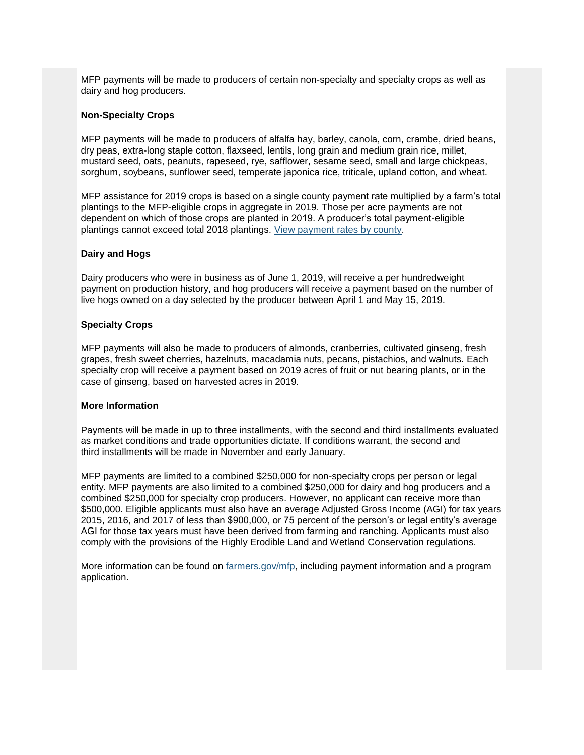MFP payments will be made to producers of certain non-specialty and specialty crops as well as dairy and hog producers.

**Non-Specialty Crops**

MFP payments will be made to producers of alfalfa hay, barley, canola, corn, crambe, dried beans, dry peas, extra-long staple cotton, flaxseed, lentils, long grain and medium grain rice, millet, mustard seed, oats, peanuts, rapeseed, rye, safflower, sesame seed, small and large chickpeas, sorghum, soybeans, sunflower seed, temperate japonica rice, triticale, upland cotton, and wheat.

MFP assistance for 2019 crops is based on a single county payment rate multiplied by a farm's total plantings to the MFP-eligible crops in aggregate in 2019. Those per acre payments are not dependent on which of those crops are planted in 2019. A producer's total payment-eligible plantings cannot exceed total 2018 plantings. [View payment rates by county].

**Dairy and Hogs**

Dairy producers who were in business as of June 1, 2019, will receive a per hundredweight payment on production history, and hog producers will receive a payment based on the number of live hogs owned on a day selected by the producer between April 1 and May 15, 2019.

**Specialty Crops**

MFP payments will also be made to producers of almonds, cranberries, cultivated ginseng, fresh grapes, fresh sweet cherries, hazelnuts, macadamia nuts, pecans, pistachios, and walnuts. Each specialty crop will receive a payment based on 2019 acres of fruit or nut bearing plants, or in the case of ginseng, based on harvested acres in 2019.

**More Information**

Payments will be made in up to three installments, with the second and third installments evaluated as market conditions and trade opportunities dictate. If conditions warrant, the second and third installments will be made in November and early January.

MFP payments are limited to a combined $250,000 for non-specialty crops per person or legal entity. MFP payments are also limited to a combined $250,000 for dairy and hog producers and a combined $250,000 for specialty crop producers. However, no applicant can receive more than $500,000. Eligible applicants must also have an average Adjusted Gross Income (AGI) for tax years 2015, 2016, and 2017 of less than $900,000, or 75 percent of the person's or legal entity's average AGI for those tax years must have been derived from farming and ranching. Applicants must also comply with the provisions of the Highly Erodible Land and Wetland Conservation regulations.

More information can be found on [farmers.gov/mfp], including payment information and a program application.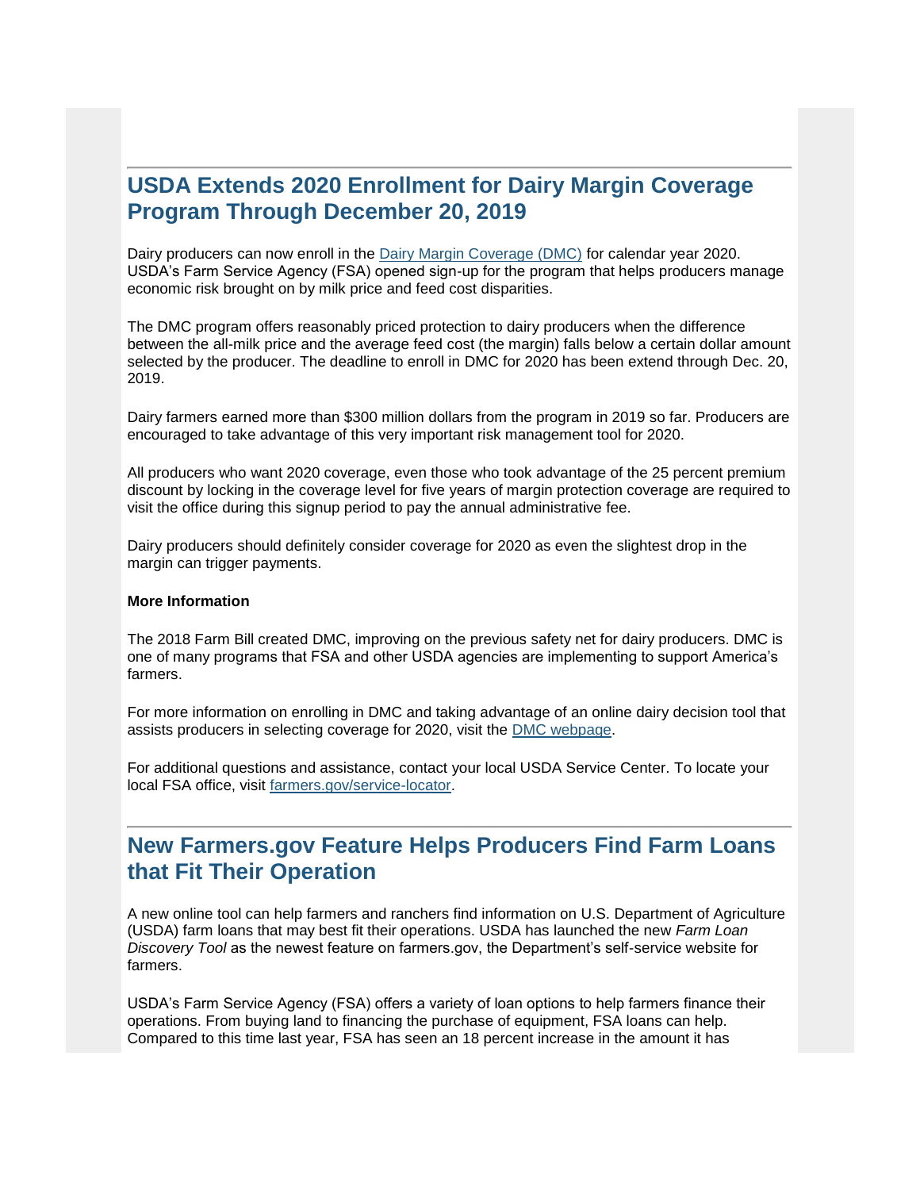## USDA Extends 2020 Enrollment for Dairy Margin Coverage Program Through December 20, 2019

Dairy producers can now enroll in the Dairy Margin Coverage (DMC) for calendar year 2020. USDA's Farm Service Agency (FSA) opened sign-up for the program that helps producers manage economic risk brought on by milk price and feed cost disparities.

The DMC program offers reasonably priced protection to dairy producers when the difference between the all-milk price and the average feed cost (the margin) falls below a certain dollar amount selected by the producer. The deadline to enroll in DMC for 2020 has been extend through Dec. 20, 2019.

Dairy farmers earned more than $300 million dollars from the program in 2019 so far. Producers are encouraged to take advantage of this very important risk management tool for 2020.

All producers who want 2020 coverage, even those who took advantage of the 25 percent premium discount by locking in the coverage level for five years of margin protection coverage are required to visit the office during this signup period to pay the annual administrative fee.

Dairy producers should definitely consider coverage for 2020 as even the slightest drop in the margin can trigger payments.

**More Information**

The 2018 Farm Bill created DMC, improving on the previous safety net for dairy producers. DMC is one of many programs that FSA and other USDA agencies are implementing to support America's farmers.

For more information on enrolling in DMC and taking advantage of an online dairy decision tool that assists producers in selecting coverage for 2020, visit the DMC webpage.

For additional questions and assistance, contact your local USDA Service Center. To locate your local FSA office, visit farmers.gov/service-locator.

## New Farmers.gov Feature Helps Producers Find Farm Loans that Fit Their Operation

A new online tool can help farmers and ranchers find information on U.S. Department of Agriculture (USDA) farm loans that may best fit their operations. USDA has launched the new *Farm Loan Discovery Tool* as the newest feature on farmers.gov, the Department's self-service website for farmers.

USDA's Farm Service Agency (FSA) offers a variety of loan options to help farmers finance their operations. From buying land to financing the purchase of equipment, FSA loans can help. Compared to this time last year, FSA has seen an 18 percent increase in the amount it has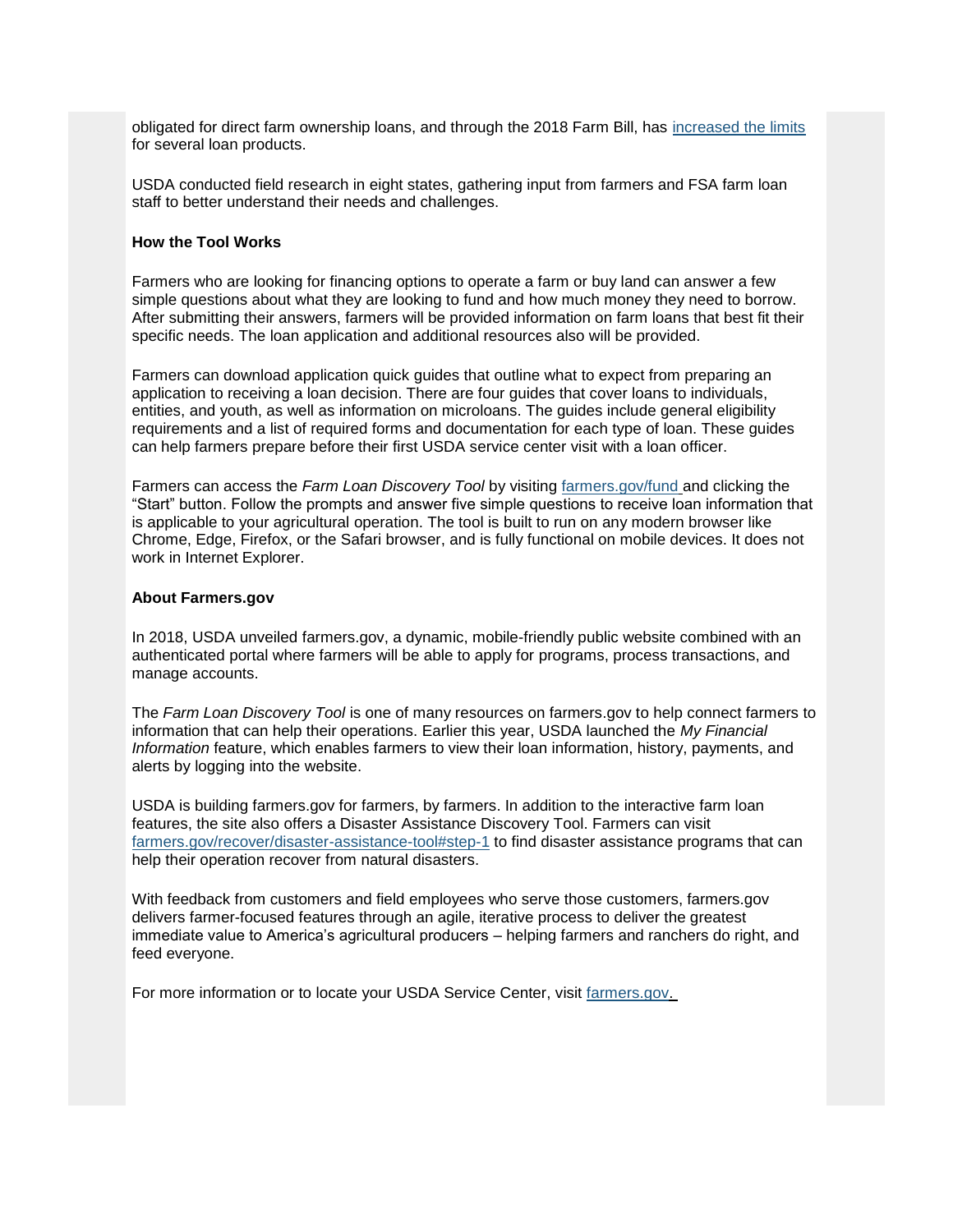obligated for direct farm ownership loans, and through the 2018 Farm Bill, has increased the limits for several loan products.

USDA conducted field research in eight states, gathering input from farmers and FSA farm loan staff to better understand their needs and challenges.

**How the Tool Works**

Farmers who are looking for financing options to operate a farm or buy land can answer a few simple questions about what they are looking to fund and how much money they need to borrow. After submitting their answers, farmers will be provided information on farm loans that best fit their specific needs. The loan application and additional resources also will be provided.

Farmers can download application quick guides that outline what to expect from preparing an application to receiving a loan decision. There are four guides that cover loans to individuals, entities, and youth, as well as information on microloans. The guides include general eligibility requirements and a list of required forms and documentation for each type of loan. These guides can help farmers prepare before their first USDA service center visit with a loan officer.

Farmers can access the *Farm Loan Discovery Tool* by visiting farmers.gov/fund and clicking the "Start" button. Follow the prompts and answer five simple questions to receive loan information that is applicable to your agricultural operation. The tool is built to run on any modern browser like Chrome, Edge, Firefox, or the Safari browser, and is fully functional on mobile devices. It does not work in Internet Explorer.

**About Farmers.gov**

In 2018, USDA unveiled farmers.gov, a dynamic, mobile-friendly public website combined with an authenticated portal where farmers will be able to apply for programs, process transactions, and manage accounts.

The *Farm Loan Discovery Tool* is one of many resources on farmers.gov to help connect farmers to information that can help their operations. Earlier this year, USDA launched the *My Financial Information* feature, which enables farmers to view their loan information, history, payments, and alerts by logging into the website.

USDA is building farmers.gov for farmers, by farmers. In addition to the interactive farm loan features, the site also offers a Disaster Assistance Discovery Tool. Farmers can visit farmers.gov/recover/disaster-assistance-tool#step-1 to find disaster assistance programs that can help their operation recover from natural disasters.

With feedback from customers and field employees who serve those customers, farmers.gov delivers farmer-focused features through an agile, iterative process to deliver the greatest immediate value to America's agricultural producers – helping farmers and ranchers do right, and feed everyone.

For more information or to locate your USDA Service Center, visit farmers.gov.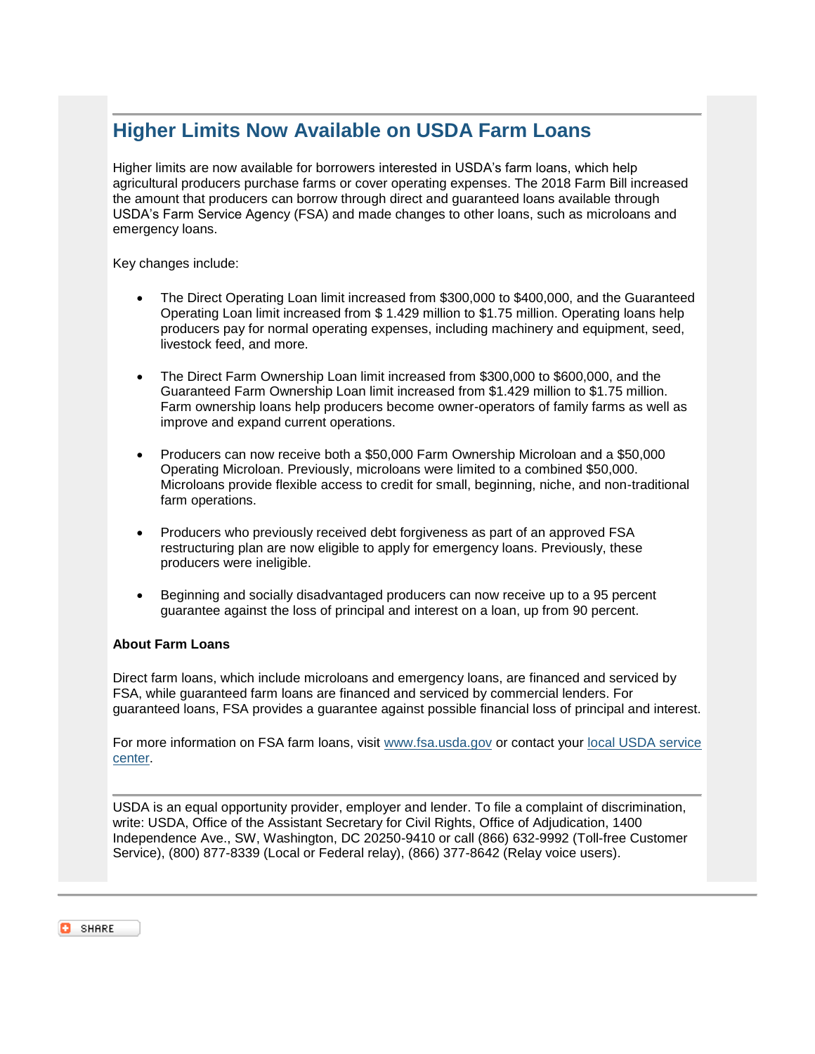## Higher Limits Now Available on USDA Farm Loans

Higher limits are now available for borrowers interested in USDA's farm loans, which help agricultural producers purchase farms or cover operating expenses. The 2018 Farm Bill increased the amount that producers can borrow through direct and guaranteed loans available through USDA's Farm Service Agency (FSA) and made changes to other loans, such as microloans and emergency loans.

Key changes include:

- The Direct Operating Loan limit increased from $300,000 to $400,000, and the Guaranteed Operating Loan limit increased from $ 1.429 million to $1.75 million. Operating loans help producers pay for normal operating expenses, including machinery and equipment, seed, livestock feed, and more.
- The Direct Farm Ownership Loan limit increased from $300,000 to $600,000, and the Guaranteed Farm Ownership Loan limit increased from $1.429 million to $1.75 million. Farm ownership loans help producers become owner-operators of family farms as well as improve and expand current operations.
- Producers can now receive both a $50,000 Farm Ownership Microloan and a $50,000 Operating Microloan. Previously, microloans were limited to a combined $50,000. Microloans provide flexible access to credit for small, beginning, niche, and non-traditional farm operations.
- Producers who previously received debt forgiveness as part of an approved FSA restructuring plan are now eligible to apply for emergency loans. Previously, these producers were ineligible.
- Beginning and socially disadvantaged producers can now receive up to a 95 percent guarantee against the loss of principal and interest on a loan, up from 90 percent.

**About Farm Loans**

Direct farm loans, which include microloans and emergency loans, are financed and serviced by FSA, while guaranteed farm loans are financed and serviced by commercial lenders. For guaranteed loans, FSA provides a guarantee against possible financial loss of principal and interest.

For more information on FSA farm loans, visit [www.fsa.usda.gov](www.fsa.usda.gov) or contact your local USDA service center.

---

USDA is an equal opportunity provider, employer and lender. To file a complaint of discrimination, write: USDA, Office of the Assistant Secretary for Civil Rights, Office of Adjudication, 1400 Independence Ave., SW, Washington, DC 20250-9410 or call (866) 632-9992 (Toll-free Customer Service), (800) 877-8339 (Local or Federal relay), (866) 377-8642 (Relay voice users).

SHARE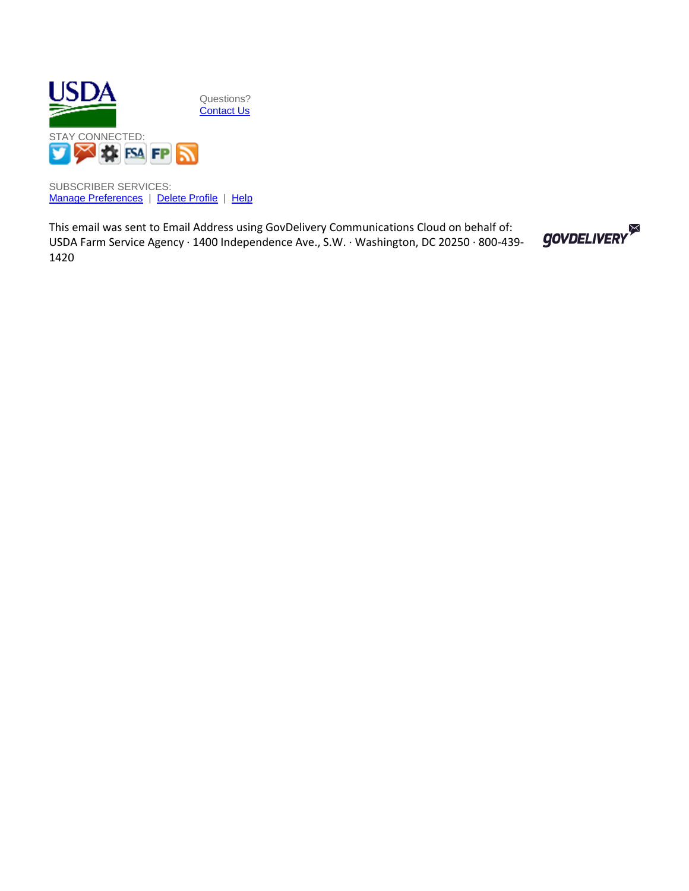Questions?
Contact Us

STAY CONNECTED:

SUBSCRIBER SERVICES:
Manage Preferences | Delete Profile | Help

This email was sent to Email Address using GovDelivery Communications Cloud on behalf of: USDA Farm Service Agency · 1400 Independence Ave., S.W. · Washington, DC 20250 · 800-439-1420